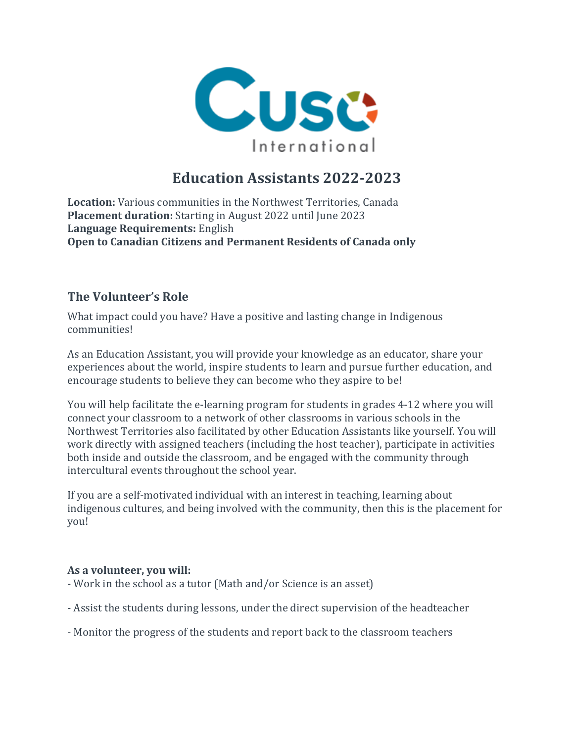# Education Assistants 2022-2023

**Location:** Various communities in the Northwest Territories, Canada
**Placement duration:** Starting in August 2022 until June 2023
**Language Requirements:** English
**Open to Canadian Citizens and Permanent Residents of Canada only**

## The Volunteer's Role

What impact could you have? Have a positive and lasting change in Indigenous communities!

As an Education Assistant, you will provide your knowledge as an educator, share your experiences about the world, inspire students to learn and pursue further education, and encourage students to believe they can become who they aspire to be!

You will help facilitate the e-learning program for students in grades 4-12 where you will connect your classroom to a network of other classrooms in various schools in the Northwest Territories also facilitated by other Education Assistants like yourself. You will work directly with assigned teachers (including the host teacher), participate in activities both inside and outside the classroom, and be engaged with the community through intercultural events throughout the school year.

If you are a self-motivated individual with an interest in teaching, learning about indigenous cultures, and being involved with the community, then this is the placement for you!

**As a volunteer, you will:**

- Work in the school as a tutor (Math and/or Science is an asset)

- Assist the students during lessons, under the direct supervision of the headteacher

- Monitor the progress of the students and report back to the classroom teachers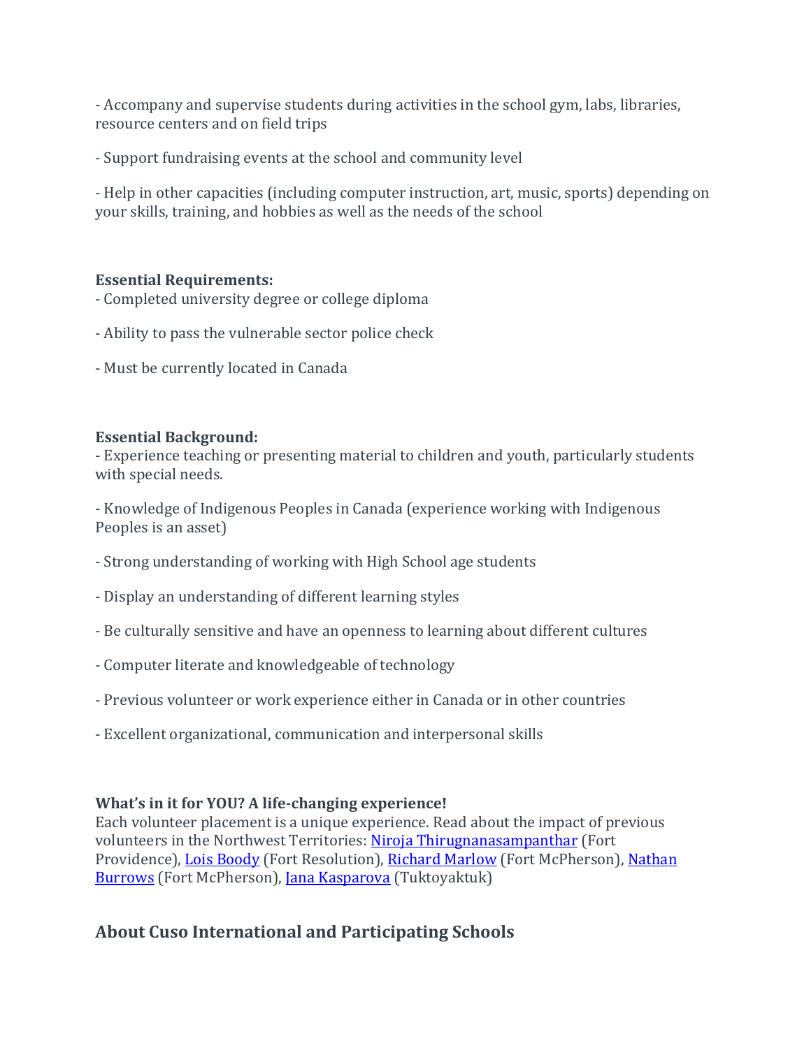- Accompany and supervise students during activities in the school gym, labs, libraries, resource centers and on field trips

- Support fundraising events at the school and community level

- Help in other capacities (including computer instruction, art, music, sports) depending on your skills, training, and hobbies as well as the needs of the school

**Essential Requirements:**

- Completed university degree or college diploma

- Ability to pass the vulnerable sector police check

- Must be currently located in Canada

**Essential Background:**

- Experience teaching or presenting material to children and youth, particularly students with special needs.

- Knowledge of Indigenous Peoples in Canada (experience working with Indigenous Peoples is an asset)

- Strong understanding of working with High School age students

- Display an understanding of different learning styles

- Be culturally sensitive and have an openness to learning about different cultures

- Computer literate and knowledgeable of technology

- Previous volunteer or work experience either in Canada or in other countries

- Excellent organizational, communication and interpersonal skills

**What's in it for YOU? A life-changing experience!**

Each volunteer placement is a unique experience. Read about the impact of previous volunteers in the Northwest Territories: Niroja Thirugnanasampanthar (Fort Providence), Lois Boody (Fort Resolution), Richard Marlow (Fort McPherson), Nathan Burrows (Fort McPherson), Jana Kasparova (Tuktoyaktuk)

## About Cuso International and Participating Schools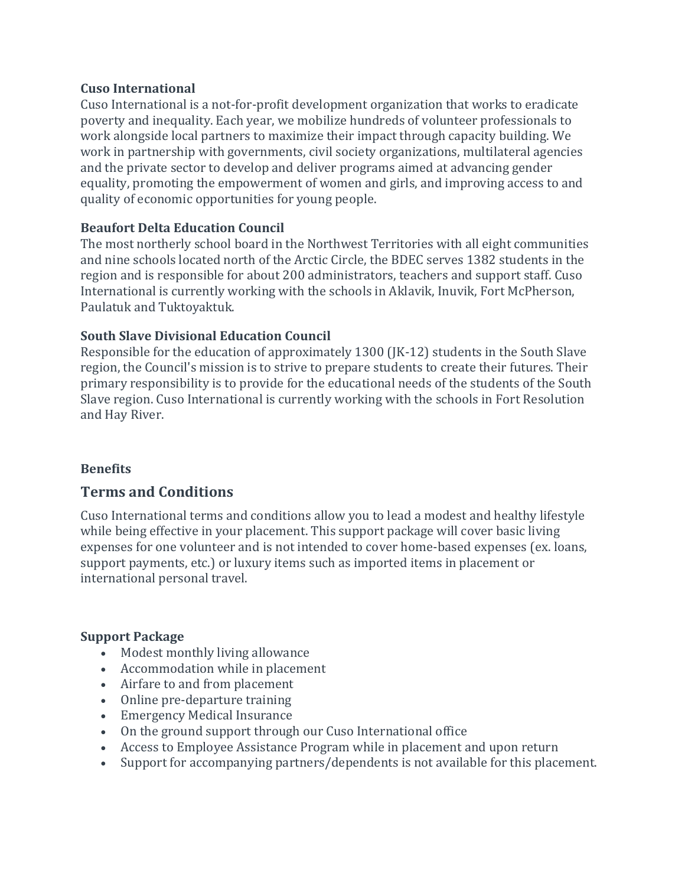**Cuso International**
Cuso International is a not-for-profit development organization that works to eradicate poverty and inequality. Each year, we mobilize hundreds of volunteer professionals to work alongside local partners to maximize their impact through capacity building. We work in partnership with governments, civil society organizations, multilateral agencies and the private sector to develop and deliver programs aimed at advancing gender equality, promoting the empowerment of women and girls, and improving access to and quality of economic opportunities for young people.

**Beaufort Delta Education Council**
The most northerly school board in the Northwest Territories with all eight communities and nine schools located north of the Arctic Circle, the BDEC serves 1382 students in the region and is responsible for about 200 administrators, teachers and support staff. Cuso International is currently working with the schools in Aklavik, Inuvik, Fort McPherson, Paulatuk and Tuktoyaktuk.

**South Slave Divisional Education Council**
Responsible for the education of approximately 1300 (JK-12) students in the South Slave region, the Council's mission is to strive to prepare students to create their futures. Their primary responsibility is to provide for the educational needs of the students of the South Slave region. Cuso International is currently working with the schools in Fort Resolution and Hay River.

**Benefits**

## Terms and Conditions

Cuso International terms and conditions allow you to lead a modest and healthy lifestyle while being effective in your placement. This support package will cover basic living expenses for one volunteer and is not intended to cover home-based expenses (ex. loans, support payments, etc.) or luxury items such as imported items in placement or international personal travel.

**Support Package**

- Modest monthly living allowance
- Accommodation while in placement
- Airfare to and from placement
- Online pre-departure training
- Emergency Medical Insurance
- On the ground support through our Cuso International office
- Access to Employee Assistance Program while in placement and upon return
- Support for accompanying partners/dependents is not available for this placement.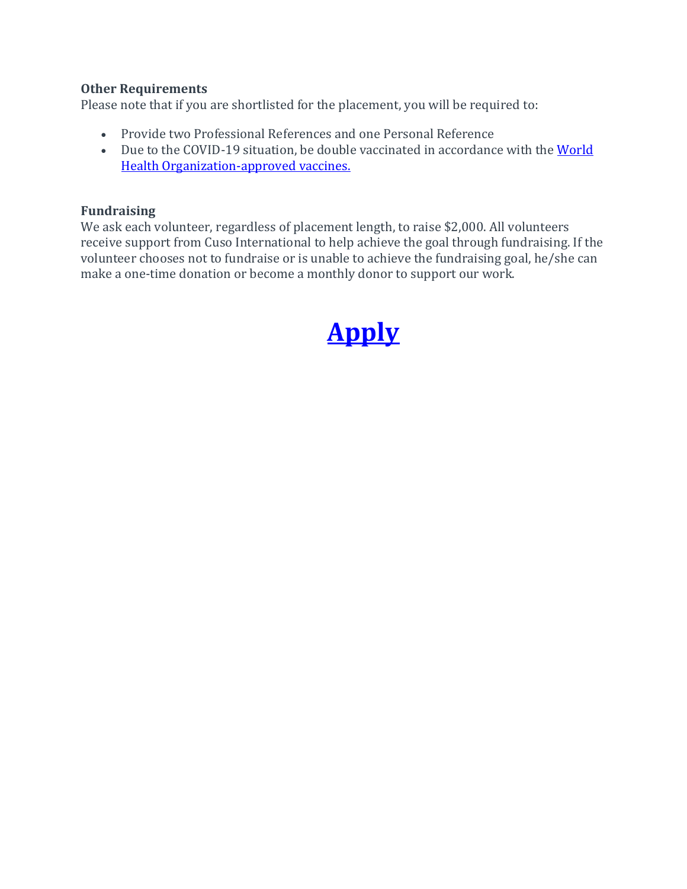**Other Requirements**

Please note that if you are shortlisted for the placement, you will be required to:

- Provide two Professional References and one Personal Reference
- Due to the COVID-19 situation, be double vaccinated in accordance with the World Health Organization-approved vaccines.

**Fundraising**

We ask each volunteer, regardless of placement length, to raise $2,000. All volunteers receive support from Cuso International to help achieve the goal through fundraising. If the volunteer chooses not to fundraise or is unable to achieve the fundraising goal, he/she can make a one-time donation or become a monthly donor to support our work.

# Apply